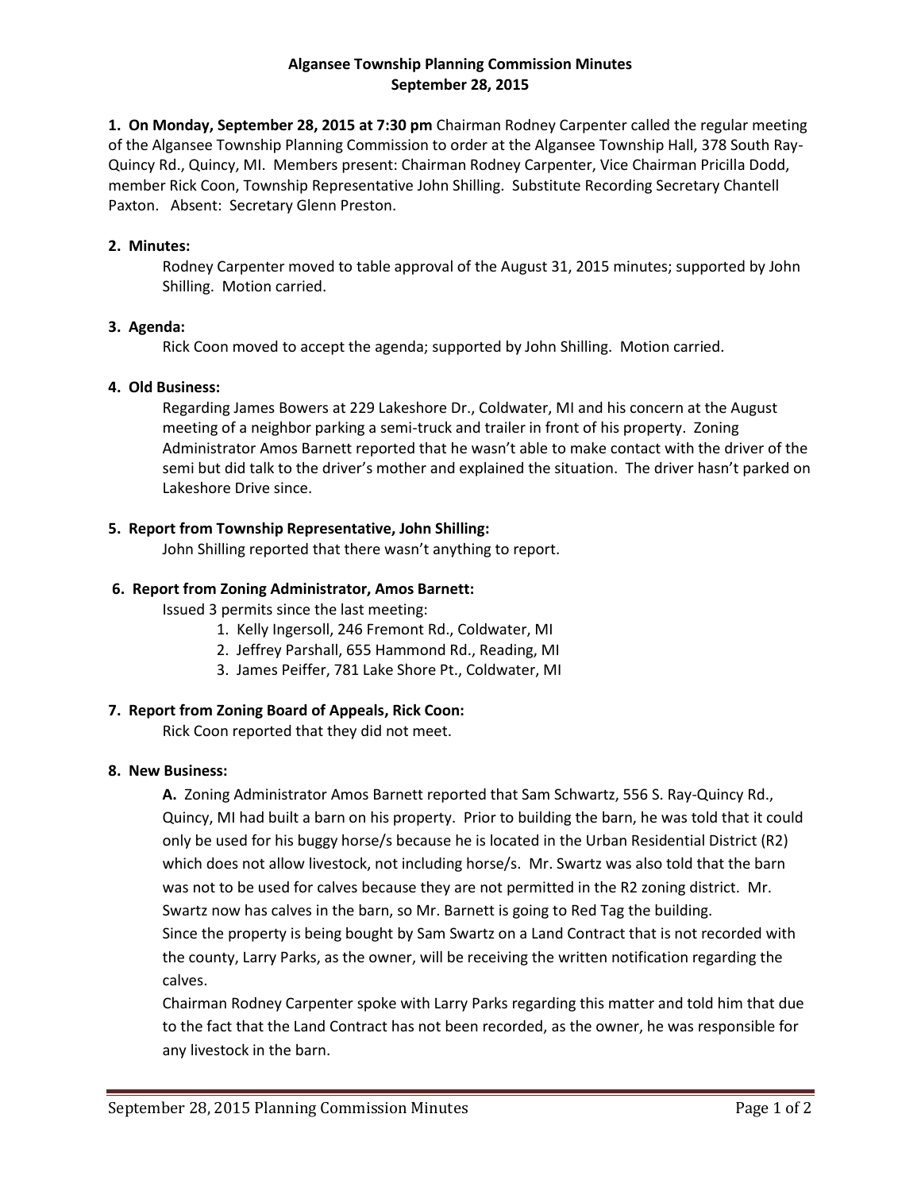**Algansee Township Planning Commission Minutes**
**September 28, 2015**

**1. On Monday, September 28, 2015 at 7:30 pm** Chairman Rodney Carpenter called the regular meeting of the Algansee Township Planning Commission to order at the Algansee Township Hall, 378 South Ray-Quincy Rd., Quincy, MI. Members present: Chairman Rodney Carpenter, Vice Chairman Pricilla Dodd, member Rick Coon, Township Representative John Shilling. Substitute Recording Secretary Chantell Paxton. Absent: Secretary Glenn Preston.

**2. Minutes:**

Rodney Carpenter moved to table approval of the August 31, 2015 minutes; supported by John Shilling. Motion carried.

**3. Agenda:**

Rick Coon moved to accept the agenda; supported by John Shilling. Motion carried.

**4. Old Business:**

Regarding James Bowers at 229 Lakeshore Dr., Coldwater, MI and his concern at the August meeting of a neighbor parking a semi-truck and trailer in front of his property. Zoning Administrator Amos Barnett reported that he wasn't able to make contact with the driver of the semi but did talk to the driver's mother and explained the situation. The driver hasn't parked on Lakeshore Drive since.

**5. Report from Township Representative, John Shilling:**

John Shilling reported that there wasn't anything to report.

**6. Report from Zoning Administrator, Amos Barnett:**

Issued 3 permits since the last meeting:

1. Kelly Ingersoll, 246 Fremont Rd., Coldwater, MI
2. Jeffrey Parshall, 655 Hammond Rd., Reading, MI
3. James Peiffer, 781 Lake Shore Pt., Coldwater, MI

**7. Report from Zoning Board of Appeals, Rick Coon:**

Rick Coon reported that they did not meet.

**8. New Business:**

**A.** Zoning Administrator Amos Barnett reported that Sam Schwartz, 556 S. Ray-Quincy Rd., Quincy, MI had built a barn on his property. Prior to building the barn, he was told that it could only be used for his buggy horse/s because he is located in the Urban Residential District (R2) which does not allow livestock, not including horse/s. Mr. Swartz was also told that the barn was not to be used for calves because they are not permitted in the R2 zoning district. Mr. Swartz now has calves in the barn, so Mr. Barnett is going to Red Tag the building.

Since the property is being bought by Sam Swartz on a Land Contract that is not recorded with the county, Larry Parks, as the owner, will be receiving the written notification regarding the calves.

Chairman Rodney Carpenter spoke with Larry Parks regarding this matter and told him that due to the fact that the Land Contract has not been recorded, as the owner, he was responsible for any livestock in the barn.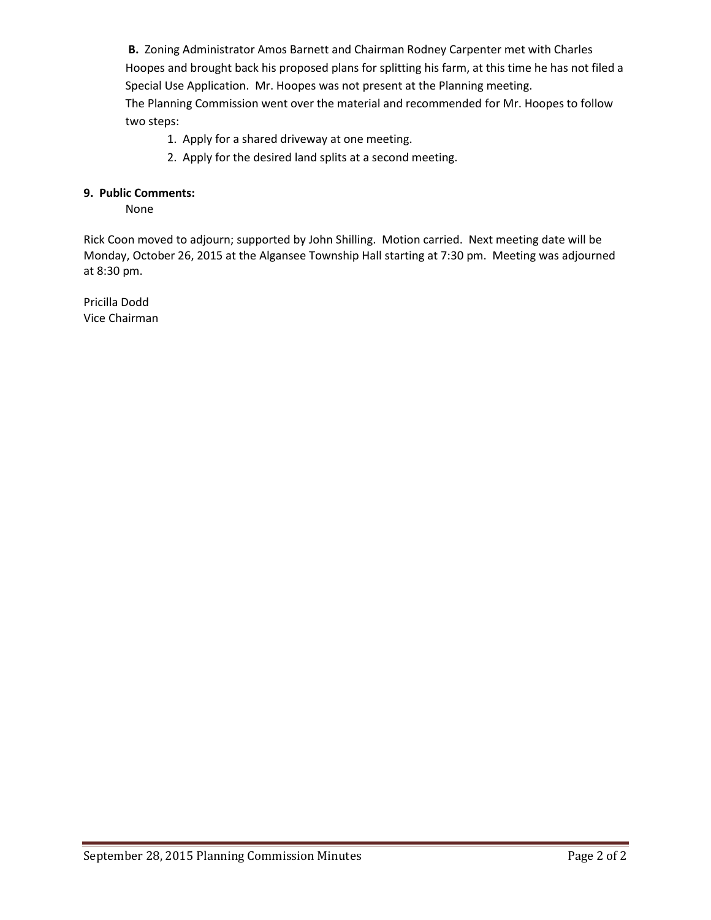**B.** Zoning Administrator Amos Barnett and Chairman Rodney Carpenter met with Charles Hoopes and brought back his proposed plans for splitting his farm, at this time he has not filed a Special Use Application. Mr. Hoopes was not present at the Planning meeting.
The Planning Commission went over the material and recommended for Mr. Hoopes to follow two steps:

1. Apply for a shared driveway at one meeting.
2. Apply for the desired land splits at a second meeting.

**9. Public Comments:**

None

Rick Coon moved to adjourn; supported by John Shilling. Motion carried. Next meeting date will be Monday, October 26, 2015 at the Algansee Township Hall starting at 7:30 pm. Meeting was adjourned at 8:30 pm.

Pricilla Dodd
Vice Chairman